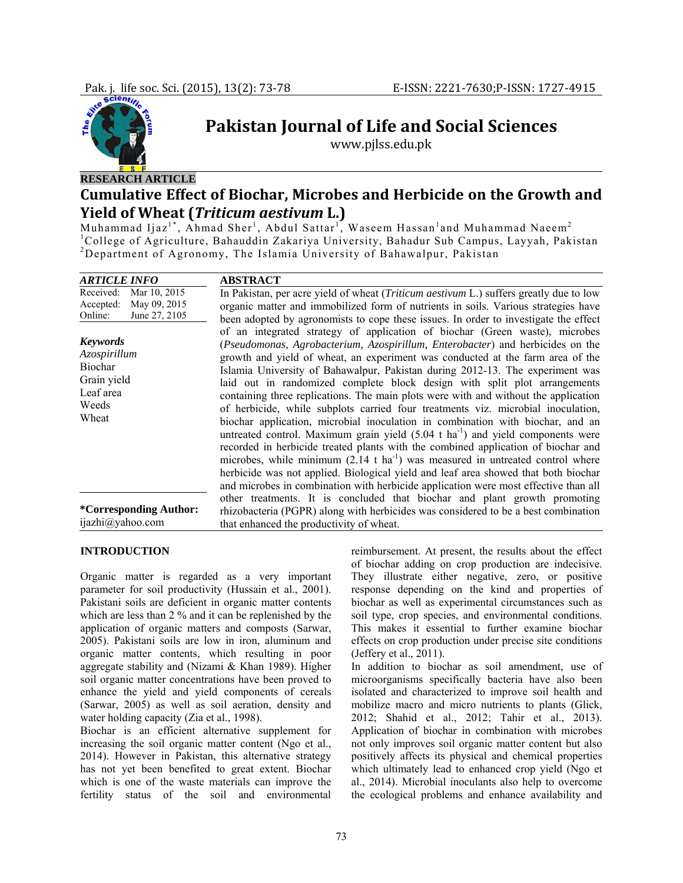RESEARCH ARTICLE

# Cumulative Effect of Biochar, Microbes and Herbicide on the Growth and Yield of Wheat (*Triticum aestivum* L.)

Muhammad Ijaz[1*], Ahmad Sher[1], Abdul Sattar[1], Waseem Hassan[1] and Muhammad Naeem[2]

[1]College of Agriculture, Bahauddin Zakariya University, Bahadur Sub Campus, Layyah, Pakistan

[2]Department of Agronomy, The Islamia University of Bahawalpur, Pakistan

***ARTICLE INFO***

| | |
|---|---|
| Received: | Mar 10, 2015 |
| Accepted: | May 09, 2015 |
| Online: | June 27, 2105 |

***Keywords***

*Azospirillum*
Biochar
Grain yield
Leaf area
Weeds
Wheat

**\*Corresponding Author:**
ijazhi@yahoo.com

**ABSTRACT**

In Pakistan, per acre yield of wheat (*Triticum aestivum* L.) suffers greatly due to low organic matter and immobilized form of nutrients in soils. Various strategies have been adopted by agronomists to cope these issues. In order to investigate the effect of an integrated strategy of application of biochar (Green waste), microbes (*Pseudomonas, Agrobacterium, Azospirillum, Enterobacter*) and herbicides on the growth and yield of wheat, an experiment was conducted at the farm area of the Islamia University of Bahawalpur, Pakistan during 2012-13. The experiment was laid out in randomized complete block design with split plot arrangements containing three replications. The main plots were with and without the application of herbicide, while subplots carried four treatments viz. microbial inoculation, biochar application, microbial inoculation in combination with biochar, and an untreated control. Maximum grain yield (5.04 t ha$^{-1}$) and yield components were recorded in herbicide treated plants with the combined application of biochar and microbes, while minimum (2.14 t ha$^{-1}$) was measured in untreated control where herbicide was not applied. Biological yield and leaf area showed that both biochar and microbes in combination with herbicide application were most effective than all other treatments. It is concluded that biochar and plant growth promoting rhizobacteria (PGPR) along with herbicides was considered to be a best combination that enhanced the productivity of wheat.

## INTRODUCTION

Organic matter is regarded as a very important parameter for soil productivity (Hussain et al., 2001). Pakistani soils are deficient in organic matter contents which are less than 2 % and it can be replenished by the application of organic matters and composts (Sarwar, 2005). Pakistani soils are low in iron, aluminum and organic matter contents, which resulting in poor aggregate stability and (Nizami & Khan 1989). Higher soil organic matter concentrations have been proved to enhance the yield and yield components of cereals (Sarwar, 2005) as well as soil aeration, density and water holding capacity (Zia et al., 1998).

Biochar is an efficient alternative supplement for increasing the soil organic matter content (Ngo et al., 2014). However in Pakistan, this alternative strategy has not yet been benefited to great extent. Biochar which is one of the waste materials can improve the fertility status of the soil and environmental reimbursement. At present, the results about the effect of biochar adding on crop production are indecisive. They illustrate either negative, zero, or positive response depending on the kind and properties of biochar as well as experimental circumstances such as soil type, crop species, and environmental conditions. This makes it essential to further examine biochar effects on crop production under precise site conditions (Jeffery et al., 2011).

In addition to biochar as soil amendment, use of microorganisms specifically bacteria have also been isolated and characterized to improve soil health and mobilize macro and micro nutrients to plants (Glick, 2012; Shahid et al., 2012; Tahir et al., 2013). Application of biochar in combination with microbes not only improves soil organic matter content but also positively affects its physical and chemical properties which ultimately lead to enhanced crop yield (Ngo et al., 2014). Microbial inoculants also help to overcome the ecological problems and enhance availability and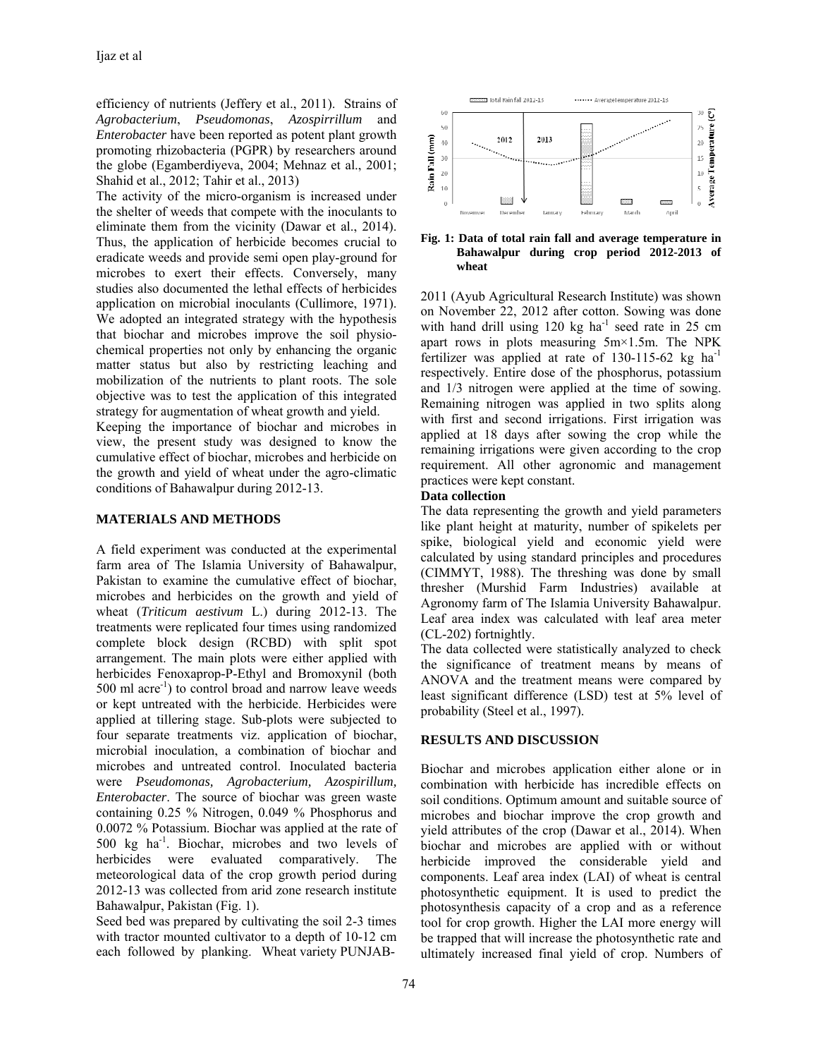efficiency of nutrients (Jeffery et al., 2011). Strains of *Agrobacterium*, *Pseudomonas*, *Azospirrillum* and *Enterobacter* have been reported as potent plant growth promoting rhizobacteria (PGPR) by researchers around the globe (Egamberdiyeva, 2004; Mehnaz et al., 2001; Shahid et al., 2012; Tahir et al., 2013)

The activity of the micro-organism is increased under the shelter of weeds that compete with the inoculants to eliminate them from the vicinity (Dawar et al., 2014). Thus, the application of herbicide becomes crucial to eradicate weeds and provide semi open play-ground for microbes to exert their effects. Conversely, many studies also documented the lethal effects of herbicides application on microbial inoculants (Cullimore, 1971). We adopted an integrated strategy with the hypothesis that biochar and microbes improve the soil physio-chemical properties not only by enhancing the organic matter status but also by restricting leaching and mobilization of the nutrients to plant roots. The sole objective was to test the application of this integrated strategy for augmentation of wheat growth and yield.

Keeping the importance of biochar and microbes in view, the present study was designed to know the cumulative effect of biochar, microbes and herbicide on the growth and yield of wheat under the agro-climatic conditions of Bahawalpur during 2012-13.

## MATERIALS AND METHODS

A field experiment was conducted at the experimental farm area of The Islamia University of Bahawalpur, Pakistan to examine the cumulative effect of biochar, microbes and herbicides on the growth and yield of wheat (*Triticum aestivum* L.) during 2012-13. The treatments were replicated four times using randomized complete block design (RCBD) with split spot arrangement. The main plots were either applied with herbicides Fenoxaprop-P-Ethyl and Bromoxynil (both 500 ml acre$^{-1}$) to control broad and narrow leave weeds or kept untreated with the herbicide. Herbicides were applied at tillering stage. Sub-plots were subjected to four separate treatments viz. application of biochar, microbial inoculation, a combination of biochar and microbes and untreated control. Inoculated bacteria were *Pseudomonas, Agrobacterium, Azospirillum, Enterobacter*. The source of biochar was green waste containing 0.25 % Nitrogen, 0.049 % Phosphorus and 0.0072 % Potassium. Biochar was applied at the rate of 500 kg ha$^{-1}$. Biochar, microbes and two levels of herbicides were evaluated comparatively. The meteorological data of the crop growth period during 2012-13 was collected from arid zone research institute Bahawalpur, Pakistan (Fig. 1).

Seed bed was prepared by cultivating the soil 2-3 times with tractor mounted cultivator to a depth of 10-12 cm each followed by planking. Wheat variety PUNJAB-2011 (Ayub Agricultural Research Institute) was shown on November 22, 2012 after cotton. Sowing was done with hand drill using 120 kg ha$^{-1}$ seed rate in 25 cm apart rows in plots measuring 5m×1.5m. The NPK fertilizer was applied at rate of 130-115-62 kg ha$^{-1}$ respectively. Entire dose of the phosphorus, potassium and 1/3 nitrogen were applied at the time of sowing. Remaining nitrogen was applied in two splits along with first and second irrigations. First irrigation was applied at 18 days after sowing the crop while the remaining irrigations were given according to the crop requirement. All other agronomic and management practices were kept constant.

**Fig. 1: Data of total rain fall and average temperature in Bahawalpur during crop period 2012-2013 of wheat**

### Data collection

The data representing the growth and yield parameters like plant height at maturity, number of spikelets per spike, biological yield and economic yield were calculated by using standard principles and procedures (CIMMYT, 1988). The threshing was done by small thresher (Murshid Farm Industries) available at Agronomy farm of The Islamia University Bahawalpur. Leaf area index was calculated with leaf area meter (CL-202) fortnightly.

The data collected were statistically analyzed to check the significance of treatment means by means of ANOVA and the treatment means were compared by least significant difference (LSD) test at 5% level of probability (Steel et al., 1997).

## RESULTS AND DISCUSSION

Biochar and microbes application either alone or in combination with herbicide has incredible effects on soil conditions. Optimum amount and suitable source of microbes and biochar improve the crop growth and yield attributes of the crop (Dawar et al., 2014). When biochar and microbes are applied with or without herbicide improved the considerable yield and components. Leaf area index (LAI) of wheat is central photosynthetic equipment. It is used to predict the photosynthesis capacity of a crop and as a reference tool for crop growth. Higher the LAI more energy will be trapped that will increase the photosynthetic rate and ultimately increased final yield of crop. Numbers of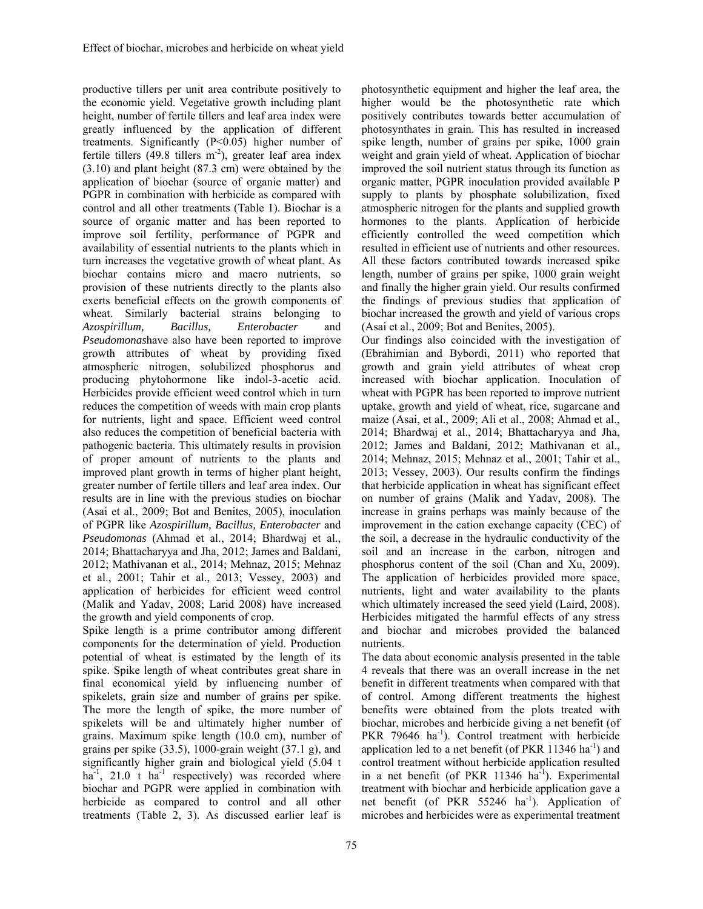productive tillers per unit area contribute positively to the economic yield. Vegetative growth including plant height, number of fertile tillers and leaf area index were greatly influenced by the application of different treatments. Significantly ($P<0.05$) higher number of fertile tillers (49.8 tillers $m^{-2}$), greater leaf area index (3.10) and plant height (87.3 cm) were obtained by the application of biochar (source of organic matter) and PGPR in combination with herbicide as compared with control and all other treatments (Table 1). Biochar is a source of organic matter and has been reported to improve soil fertility, performance of PGPR and availability of essential nutrients to the plants which in turn increases the vegetative growth of wheat plant. As biochar contains micro and macro nutrients, so provision of these nutrients directly to the plants also exerts beneficial effects on the growth components of wheat. Similarly bacterial strains belonging to *Azospirillum, Bacillus, Enterobacter* and *Pseudomonas*have also been reported to improve growth attributes of wheat by providing fixed atmospheric nitrogen, solubilized phosphorus and producing phytohormone like indol-3-acetic acid. Herbicides provide efficient weed control which in turn reduces the competition of weeds with main crop plants for nutrients, light and space. Efficient weed control also reduces the competition of beneficial bacteria with pathogenic bacteria. This ultimately results in provision of proper amount of nutrients to the plants and improved plant growth in terms of higher plant height, greater number of fertile tillers and leaf area index. Our results are in line with the previous studies on biochar (Asai et al., 2009; Bot and Benites, 2005), inoculation of PGPR like *Azospirillum, Bacillus, Enterobacter* and *Pseudomonas* (Ahmad et al., 2014; Bhardwaj et al., 2014; Bhattacharyya and Jha, 2012; James and Baldani, 2012; Mathivanan et al., 2014; Mehnaz, 2015; Mehnaz et al., 2001; Tahir et al., 2013; Vessey, 2003) and application of herbicides for efficient weed control (Malik and Yadav, 2008; Larid 2008) have increased the growth and yield components of crop.

Spike length is a prime contributor among different components for the determination of yield. Production potential of wheat is estimated by the length of its spike. Spike length of wheat contributes great share in final economical yield by influencing number of spikelets, grain size and number of grains per spike. The more the length of spike, the more number of spikelets will be and ultimately higher number of grains. Maximum spike length (10.0 cm), number of grains per spike (33.5), 1000-grain weight (37.1 g), and significantly higher grain and biological yield (5.04 t $ha^{-1}$, 21.0 t $ha^{-1}$ respectively) was recorded where biochar and PGPR were applied in combination with herbicide as compared to control and all other treatments (Table 2, 3). As discussed earlier leaf is photosynthetic equipment and higher the leaf area, the higher would be the photosynthetic rate which positively contributes towards better accumulation of photosynthates in grain. This has resulted in increased spike length, number of grains per spike, 1000 grain weight and grain yield of wheat. Application of biochar improved the soil nutrient status through its function as organic matter, PGPR inoculation provided available P supply to plants by phosphate solubilization, fixed atmospheric nitrogen for the plants and supplied growth hormones to the plants. Application of herbicide efficiently controlled the weed competition which resulted in efficient use of nutrients and other resources. All these factors contributed towards increased spike length, number of grains per spike, 1000 grain weight and finally the higher grain yield. Our results confirmed the findings of previous studies that application of biochar increased the growth and yield of various crops (Asai et al., 2009; Bot and Benites, 2005).

Our findings also coincided with the investigation of (Ebrahimian and Bybordi, 2011) who reported that growth and grain yield attributes of wheat crop increased with biochar application. Inoculation of wheat with PGPR has been reported to improve nutrient uptake, growth and yield of wheat, rice, sugarcane and maize (Asai, et al., 2009; Ali et al., 2008; Ahmad et al., 2014; Bhardwaj et al., 2014; Bhattacharyya and Jha, 2012; James and Baldani, 2012; Mathivanan et al., 2014; Mehnaz, 2015; Mehnaz et al., 2001; Tahir et al., 2013; Vessey, 2003). Our results confirm the findings that herbicide application in wheat has significant effect on number of grains (Malik and Yadav, 2008). The increase in grains perhaps was mainly because of the improvement in the cation exchange capacity (CEC) of the soil, a decrease in the hydraulic conductivity of the soil and an increase in the carbon, nitrogen and phosphorus content of the soil (Chan and Xu, 2009). The application of herbicides provided more space, nutrients, light and water availability to the plants which ultimately increased the seed yield (Laird, 2008). Herbicides mitigated the harmful effects of any stress and biochar and microbes provided the balanced nutrients.

The data about economic analysis presented in the table 4 reveals that there was an overall increase in the net benefit in different treatments when compared with that of control. Among different treatments the highest benefits were obtained from the plots treated with biochar, microbes and herbicide giving a net benefit (of PKR 79646 $ha^{-1}$). Control treatment with herbicide application led to a net benefit (of PKR 11346 $ha^{-1}$) and control treatment without herbicide application resulted in a net benefit (of PKR 11346 $ha^{-1}$). Experimental treatment with biochar and herbicide application gave a net benefit (of PKR 55246 $ha^{-1}$). Application of microbes and herbicides were as experimental treatment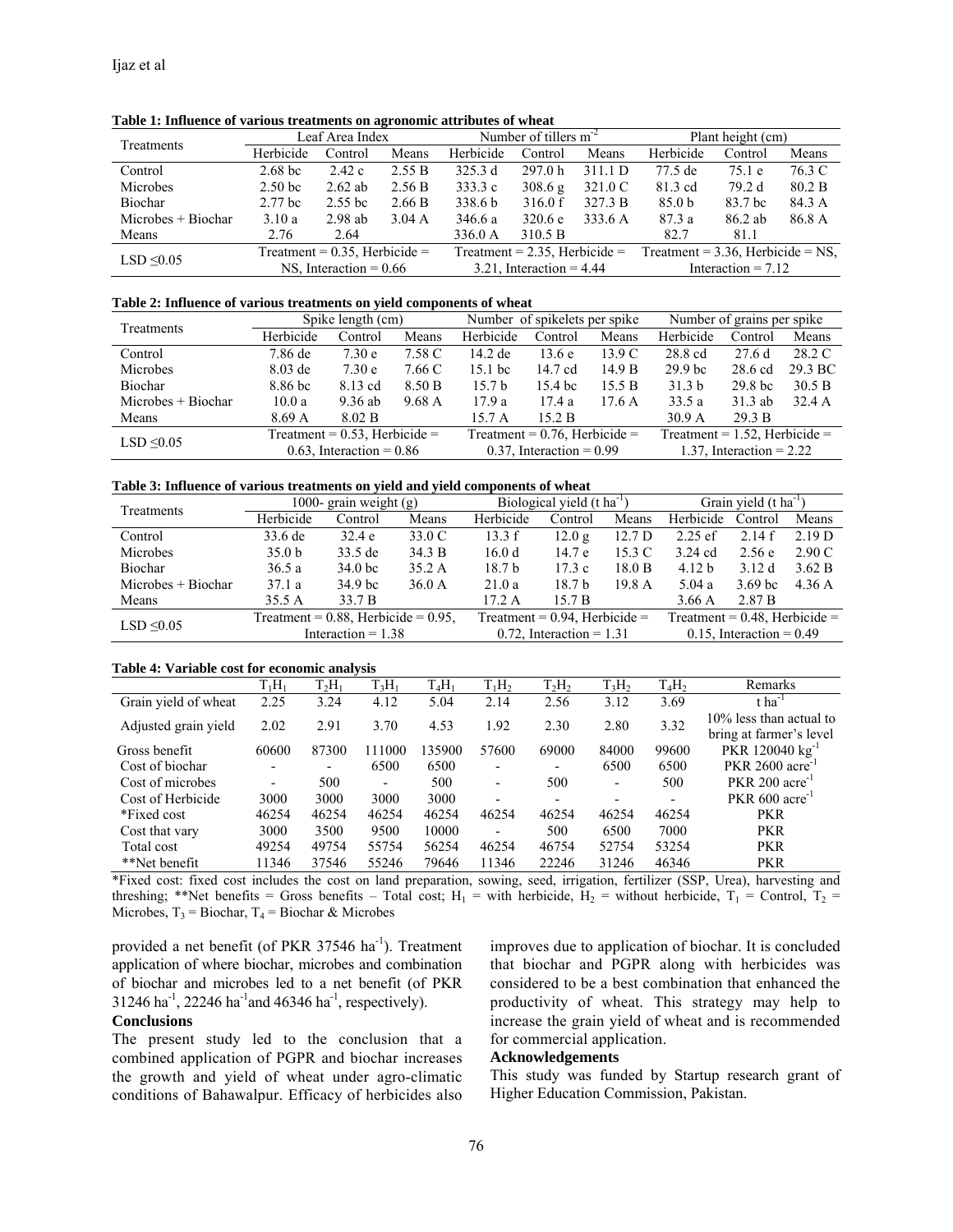**Table 1: Influence of various treatments on agronomic attributes of wheat**

| Treatments | Leaf Area Index | | | Number of tillers $m^{-2}$ | | | Plant height (cm) | | |
|---|---|---|---|---|---|---|---|---|---|
| | Herbicide | Control | Means | Herbicide | Control | Means | Herbicide | Control | Means |
| Control | 2.68 bc | 2.42 c | 2.55 B | 325.3 d | 297.0 h | 311.1 D | 77.5 de | 75.1 e | 76.3 C |
| Microbes | 2.50 bc | 2.62 ab | 2.56 B | 333.3 c | 308.6 g | 321.0 C | 81.3 cd | 79.2 d | 80.2 B |
| Biochar | 2.77 bc | 2.55 bc | 2.66 B | 338.6 b | 316.0 f | 327.3 B | 85.0 b | 83.7 bc | 84.3 A |
| Microbes + Biochar | 3.10 a | 2.98 ab | 3.04 A | 346.6 a | 320.6 e | 333.6 A | 87.3 a | 86.2 ab | 86.8 A |
| Means | 2.76 | 2.64 | | 336.0 A | 310.5 B | | 82.7 | 81.1 | |
| LSD ≤0.05 | Treatment = 0.35, Herbicide = NS, Interaction = 0.66 | | | Treatment = 2.35, Herbicide = 3.21, Interaction = 4.44 | | | Treatment = 3.36, Herbicide = NS, Interaction = 7.12 | | |

**Table 2: Influence of various treatments on yield components of wheat**

| Treatments | Spike length (cm) | | | Number of spikelets per spike | | | Number of grains per spike | | |
|---|---|---|---|---|---|---|---|---|---|
| | Herbicide | Control | Means | Herbicide | Control | Means | Herbicide | Control | Means |
| Control | 7.86 de | 7.30 e | 7.58 C | 14.2 de | 13.6 e | 13.9 C | 28.8 cd | 27.6 d | 28.2 C |
| Microbes | 8.03 de | 7.30 e | 7.66 C | 15.1 bc | 14.7 cd | 14.9 B | 29.9 bc | 28.6 cd | 29.3 BC |
| Biochar | 8.86 bc | 8.13 cd | 8.50 B | 15.7 b | 15.4 bc | 15.5 B | 31.3 b | 29.8 bc | 30.5 B |
| Microbes + Biochar | 10.0 a | 9.36 ab | 9.68 A | 17.9 a | 17.4 a | 17.6 A | 33.5 a | 31.3 ab | 32.4 A |
| Means | 8.69 A | 8.02 B | | 15.7 A | 15.2 B | | 30.9 A | 29.3 B | |
| LSD ≤0.05 | Treatment = 0.53, Herbicide = 0.63, Interaction = 0.86 | | | Treatment = 0.76, Herbicide = 0.37, Interaction = 0.99 | | | Treatment = 1.52, Herbicide = 1.37, Interaction = 2.22 | | |

**Table 3: Influence of various treatments on yield and yield components of wheat**

| Treatments | 1000- grain weight (g) | | | Biological yield (t $ha^{-1}$) | | | Grain yield (t $ha^{-1}$) | | |
|---|---|---|---|---|---|---|---|---|---|
| | Herbicide | Control | Means | Herbicide | Control | Means | Herbicide | Control | Means |
| Control | 33.6 de | 32.4 e | 33.0 C | 13.3 f | 12.0 g | 12.7 D | 2.25 ef | 2.14 f | 2.19 D |
| Microbes | 35.0 b | 33.5 de | 34.3 B | 16.0 d | 14.7 e | 15.3 C | 3.24 cd | 2.56 e | 2.90 C |
| Biochar | 36.5 a | 34.0 bc | 35.2 A | 18.7 b | 17.3 c | 18.0 B | 4.12 b | 3.12 d | 3.62 B |
| Microbes + Biochar | 37.1 a | 34.9 bc | 36.0 A | 21.0 a | 18.7 b | 19.8 A | 5.04 a | 3.69 bc | 4.36 A |
| Means | 35.5 A | 33.7 B | | 17.2 A | 15.7 B | | 3.66 A | 2.87 B | |
| LSD ≤0.05 | Treatment = 0.88, Herbicide = 0.95, Interaction = 1.38 | | | Treatment = 0.94, Herbicide = 0.72, Interaction = 1.31 | | | Treatment = 0.48, Herbicide = 0.15, Interaction = 0.49 | | |

**Table 4: Variable cost for economic analysis**

| | $T_1H_1$ | $T_2H_1$ | $T_3H_1$ | $T_4H_1$ | $T_1H_2$ | $T_2H_2$ | $T_3H_2$ | $T_4H_2$ | Remarks |
|---|---|---|---|---|---|---|---|---|---|
| Grain yield of wheat | 2.25 | 3.24 | 4.12 | 5.04 | 2.14 | 2.56 | 3.12 | 3.69 | t $ha^{-1}$ |
| Adjusted grain yield | 2.02 | 2.91 | 3.70 | 4.53 | 1.92 | 2.30 | 2.80 | 3.32 | 10% less than actual to bring at farmer's level |
| Gross benefit | 60600 | 87300 | 111000 | 135900 | 57600 | 69000 | 84000 | 99600 | PKR 120040 $kg^{-1}$ |
| Cost of biochar | - | - | 6500 | 6500 | - | - | 6500 | 6500 | PKR 2600 $acre^{-1}$ |
| Cost of microbes | - | 500 | - | 500 | - | 500 | - | 500 | PKR 200 $acre^{-1}$ |
| Cost of Herbicide | 3000 | 3000 | 3000 | 3000 | - | - | - | - | PKR 600 $acre^{-1}$ |
| *Fixed cost | 46254 | 46254 | 46254 | 46254 | 46254 | 46254 | 46254 | 46254 | PKR |
| Cost that vary | 3000 | 3500 | 9500 | 10000 | - | 500 | 6500 | 7000 | PKR |
| Total cost | 49254 | 49754 | 55754 | 56254 | 46254 | 46754 | 52754 | 53254 | PKR |
| **Net benefit | 11346 | 37546 | 55246 | 79646 | 11346 | 22246 | 31246 | 46346 | PKR |

*Fixed cost: fixed cost includes the cost on land preparation, sowing, seed, irrigation, fertilizer (SSP, Urea), harvesting and threshing; **Net benefits = Gross benefits – Total cost; $H_1$ = with herbicide, $H_2$ = without herbicide, $T_1$ = Control, $T_2$ = Microbes, $T_3$ = Biochar, $T_4$ = Biochar & Microbes

provided a net benefit (of PKR 37546 $ha^{-1}$). Treatment application of where biochar, microbes and combination of biochar and microbes led to a net benefit (of PKR 31246 $ha^{-1}$, 22246 $ha^{-1}$and 46346 $ha^{-1}$, respectively).

## Conclusions

The present study led to the conclusion that a combined application of PGPR and biochar increases the growth and yield of wheat under agro-climatic conditions of Bahawalpur. Efficacy of herbicides also improves due to application of biochar. It is concluded that biochar and PGPR along with herbicides was considered to be a best combination that enhanced the productivity of wheat. This strategy may help to increase the grain yield of wheat and is recommended for commercial application.

## Acknowledgements

This study was funded by Startup research grant of Higher Education Commission, Pakistan.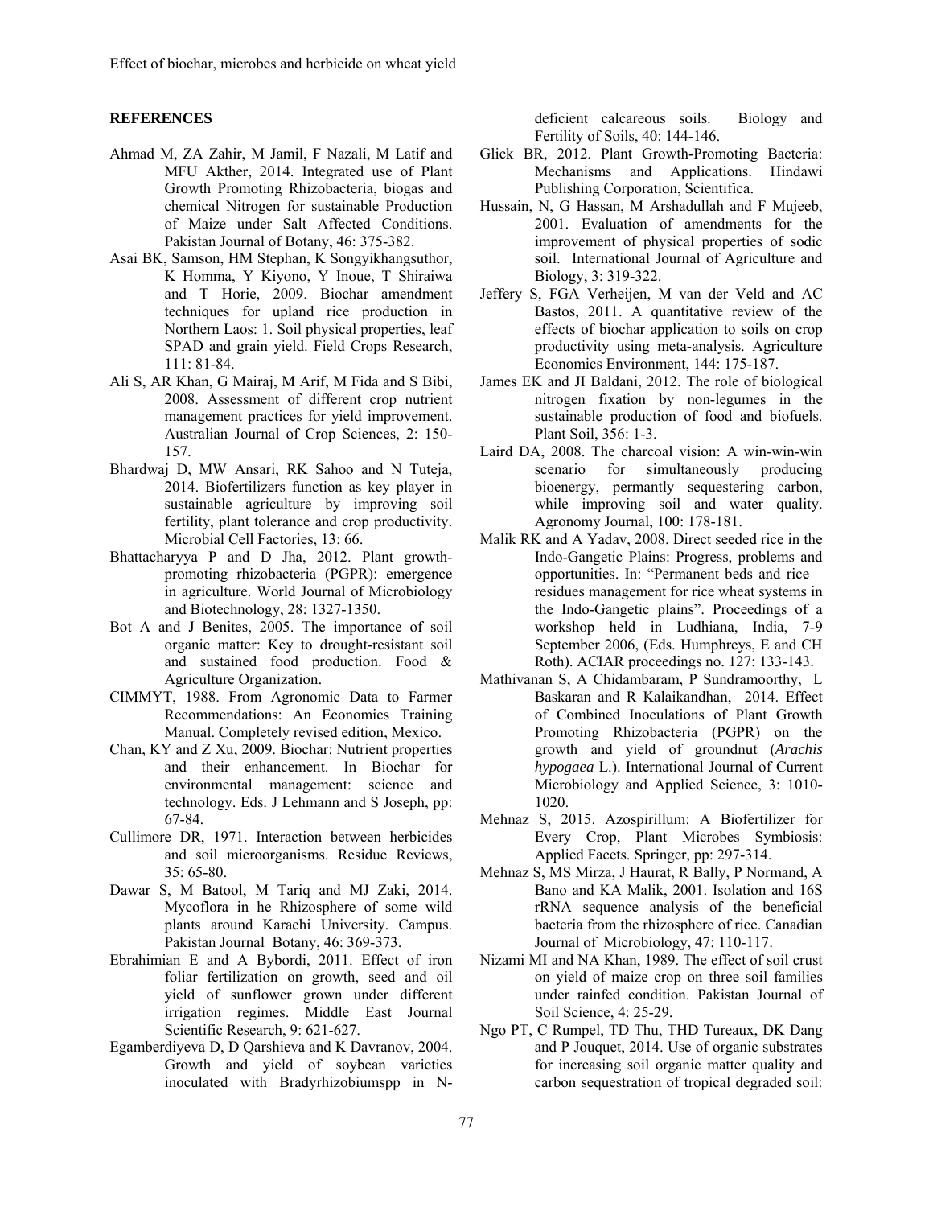## REFERENCES

Ahmad M, ZA Zahir, M Jamil, F Nazali, M Latif and MFU Akther, 2014. Integrated use of Plant Growth Promoting Rhizobacteria, biogas and chemical Nitrogen for sustainable Production of Maize under Salt Affected Conditions. Pakistan Journal of Botany, 46: 375-382.

Asai BK, Samson, HM Stephan, K Songyikhangsuthor, K Homma, Y Kiyono, Y Inoue, T Shiraiwa and T Horie, 2009. Biochar amendment techniques for upland rice production in Northern Laos: 1. Soil physical properties, leaf SPAD and grain yield. Field Crops Research, 111: 81-84.

Ali S, AR Khan, G Mairaj, M Arif, M Fida and S Bibi, 2008. Assessment of different crop nutrient management practices for yield improvement. Australian Journal of Crop Sciences, 2: 150-157.

Bhardwaj D, MW Ansari, RK Sahoo and N Tuteja, 2014. Biofertilizers function as key player in sustainable agriculture by improving soil fertility, plant tolerance and crop productivity. Microbial Cell Factories, 13: 66.

Bhattacharyya P and D Jha, 2012. Plant growth-promoting rhizobacteria (PGPR): emergence in agriculture. World Journal of Microbiology and Biotechnology, 28: 1327-1350.

Bot A and J Benites, 2005. The importance of soil organic matter: Key to drought-resistant soil and sustained food production. Food & Agriculture Organization.

CIMMYT, 1988. From Agronomic Data to Farmer Recommendations: An Economics Training Manual. Completely revised edition, Mexico.

Chan, KY and Z Xu, 2009. Biochar: Nutrient properties and their enhancement. In Biochar for environmental management: science and technology. Eds. J Lehmann and S Joseph, pp: 67-84.

Cullimore DR, 1971. Interaction between herbicides and soil microorganisms. Residue Reviews, 35: 65-80.

Dawar S, M Batool, M Tariq and MJ Zaki, 2014. Mycoflora in he Rhizosphere of some wild plants around Karachi University. Campus. Pakistan Journal Botany, 46: 369-373.

Ebrahimian E and A Bybordi, 2011. Effect of iron foliar fertilization on growth, seed and oil yield of sunflower grown under different irrigation regimes. Middle East Journal Scientific Research, 9: 621-627.

Egamberdiyeva D, D Qarshieva and K Davranov, 2004. Growth and yield of soybean varieties inoculated with Bradyrhizobiumspp in N-deficient calcareous soils. Biology and Fertility of Soils, 40: 144-146.

Glick BR, 2012. Plant Growth-Promoting Bacteria: Mechanisms and Applications. Hindawi Publishing Corporation, Scientifica.

Hussain, N, G Hassan, M Arshadullah and F Mujeeb, 2001. Evaluation of amendments for the improvement of physical properties of sodic soil. International Journal of Agriculture and Biology, 3: 319-322.

Jeffery S, FGA Verheijen, M van der Veld and AC Bastos, 2011. A quantitative review of the effects of biochar application to soils on crop productivity using meta-analysis. Agriculture Economics Environment, 144: 175-187.

James EK and JI Baldani, 2012. The role of biological nitrogen fixation by non-legumes in the sustainable production of food and biofuels. Plant Soil, 356: 1-3.

Laird DA, 2008. The charcoal vision: A win-win-win scenario for simultaneously producing bioenergy, permantly sequestering carbon, while improving soil and water quality. Agronomy Journal, 100: 178-181.

Malik RK and A Yadav, 2008. Direct seeded rice in the Indo-Gangetic Plains: Progress, problems and opportunities. In: "Permanent beds and rice – residues management for rice wheat systems in the Indo-Gangetic plains". Proceedings of a workshop held in Ludhiana, India, 7-9 September 2006, (Eds. Humphreys, E and CH Roth). ACIAR proceedings no. 127: 133-143.

Mathivanan S, A Chidambaram, P Sundramoorthy, L Baskaran and R Kalaikandhan, 2014. Effect of Combined Inoculations of Plant Growth Promoting Rhizobacteria (PGPR) on the growth and yield of groundnut (*Arachis hypogaea* L.). International Journal of Current Microbiology and Applied Science, 3: 1010-1020.

Mehnaz S, 2015. Azospirillum: A Biofertilizer for Every Crop, Plant Microbes Symbiosis: Applied Facets. Springer, pp: 297-314.

Mehnaz S, MS Mirza, J Haurat, R Bally, P Normand, A Bano and KA Malik, 2001. Isolation and 16S rRNA sequence analysis of the beneficial bacteria from the rhizosphere of rice. Canadian Journal of Microbiology, 47: 110-117.

Nizami MI and NA Khan, 1989. The effect of soil crust on yield of maize crop on three soil families under rainfed condition. Pakistan Journal of Soil Science, 4: 25-29.

Ngo PT, C Rumpel, TD Thu, THD Tureaux, DK Dang and P Jouquet, 2014. Use of organic substrates for increasing soil organic matter quality and carbon sequestration of tropical degraded soil: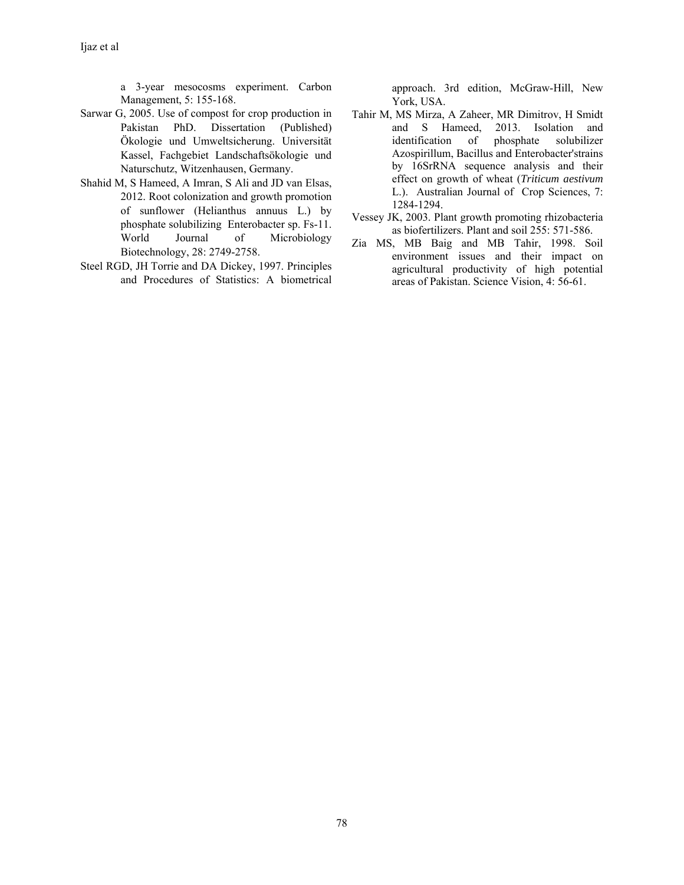a 3-year mesocosms experiment. Carbon Management, 5: 155-168.

Sarwar G, 2005. Use of compost for crop production in Pakistan PhD. Dissertation (Published) Ökologie und Umweltsicherung. Universität Kassel, Fachgebiet Landschaftsökologie und Naturschutz, Witzenhausen, Germany.

Shahid M, S Hameed, A Imran, S Ali and JD van Elsas, 2012. Root colonization and growth promotion of sunflower (Helianthus annuus L.) by phosphate solubilizing Enterobacter sp. Fs-11. World Journal of Microbiology Biotechnology, 28: 2749-2758.

Steel RGD, JH Torrie and DA Dickey, 1997. Principles and Procedures of Statistics: A biometrical approach. 3rd edition, McGraw-Hill, New York, USA.

Tahir M, MS Mirza, A Zaheer, MR Dimitrov, H Smidt and S Hameed, 2013. Isolation and identification of phosphate solubilizer Azospirillum, Bacillus and Enterobacter'strains by 16SrRNA sequence analysis and their effect on growth of wheat (*Triticum aestivum* L.). Australian Journal of Crop Sciences, 7: 1284-1294.

Vessey JK, 2003. Plant growth promoting rhizobacteria as biofertilizers. Plant and soil 255: 571-586.

Zia MS, MB Baig and MB Tahir, 1998. Soil environment issues and their impact on agricultural productivity of high potential areas of Pakistan. Science Vision, 4: 56-61.